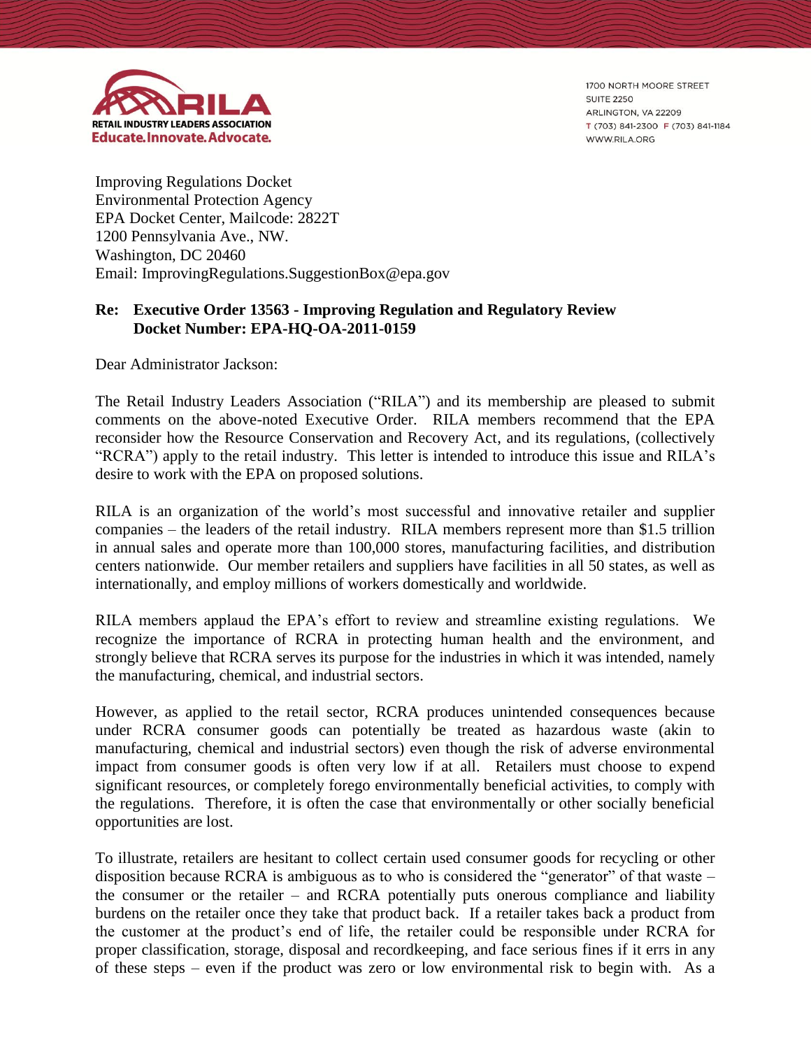**RILA**
**RETAIL INDUSTRY LEADERS ASSOCIATION**
**Educate.Innovate.Advocate.**

1700 NORTH MOORE STREET
SUITE 2250
ARLINGTON, VA 22209
T (703) 841-2300 F (703) 841-1184
WWW.RILA.ORG

Improving Regulations Docket
Environmental Protection Agency
EPA Docket Center, Mailcode: 2822T
1200 Pennsylvania Ave., NW.
Washington, DC 20460
Email: ImprovingRegulations.SuggestionBox@epa.gov

**Re: Executive Order 13563 - Improving Regulation and Regulatory Review**
**Docket Number: EPA-HQ-OA-2011-0159**

Dear Administrator Jackson:

The Retail Industry Leaders Association ("RILA") and its membership are pleased to submit comments on the above-noted Executive Order. RILA members recommend that the EPA reconsider how the Resource Conservation and Recovery Act, and its regulations, (collectively "RCRA") apply to the retail industry. This letter is intended to introduce this issue and RILA's desire to work with the EPA on proposed solutions.

RILA is an organization of the world's most successful and innovative retailer and supplier companies – the leaders of the retail industry. RILA members represent more than $1.5 trillion in annual sales and operate more than 100,000 stores, manufacturing facilities, and distribution centers nationwide. Our member retailers and suppliers have facilities in all 50 states, as well as internationally, and employ millions of workers domestically and worldwide.

RILA members applaud the EPA's effort to review and streamline existing regulations. We recognize the importance of RCRA in protecting human health and the environment, and strongly believe that RCRA serves its purpose for the industries in which it was intended, namely the manufacturing, chemical, and industrial sectors.

However, as applied to the retail sector, RCRA produces unintended consequences because under RCRA consumer goods can potentially be treated as hazardous waste (akin to manufacturing, chemical and industrial sectors) even though the risk of adverse environmental impact from consumer goods is often very low if at all. Retailers must choose to expend significant resources, or completely forego environmentally beneficial activities, to comply with the regulations. Therefore, it is often the case that environmentally or other socially beneficial opportunities are lost.

To illustrate, retailers are hesitant to collect certain used consumer goods for recycling or other disposition because RCRA is ambiguous as to who is considered the "generator" of that waste – the consumer or the retailer – and RCRA potentially puts onerous compliance and liability burdens on the retailer once they take that product back. If a retailer takes back a product from the customer at the product's end of life, the retailer could be responsible under RCRA for proper classification, storage, disposal and recordkeeping, and face serious fines if it errs in any of these steps – even if the product was zero or low environmental risk to begin with. As a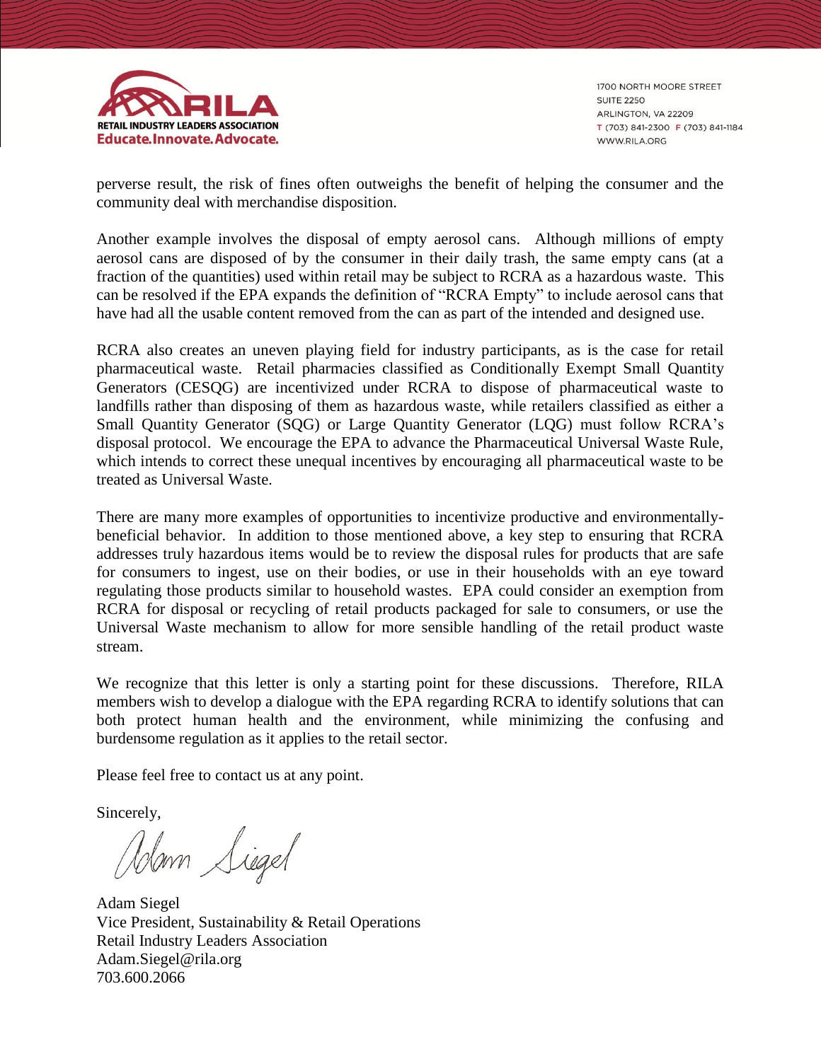perverse result, the risk of fines often outweighs the benefit of helping the consumer and the community deal with merchandise disposition.

Another example involves the disposal of empty aerosol cans. Although millions of empty aerosol cans are disposed of by the consumer in their daily trash, the same empty cans (at a fraction of the quantities) used within retail may be subject to RCRA as a hazardous waste. This can be resolved if the EPA expands the definition of "RCRA Empty" to include aerosol cans that have had all the usable content removed from the can as part of the intended and designed use.

RCRA also creates an uneven playing field for industry participants, as is the case for retail pharmaceutical waste. Retail pharmacies classified as Conditionally Exempt Small Quantity Generators (CESQG) are incentivized under RCRA to dispose of pharmaceutical waste to landfills rather than disposing of them as hazardous waste, while retailers classified as either a Small Quantity Generator (SQG) or Large Quantity Generator (LQG) must follow RCRA's disposal protocol. We encourage the EPA to advance the Pharmaceutical Universal Waste Rule, which intends to correct these unequal incentives by encouraging all pharmaceutical waste to be treated as Universal Waste.

There are many more examples of opportunities to incentivize productive and environmentally-beneficial behavior. In addition to those mentioned above, a key step to ensuring that RCRA addresses truly hazardous items would be to review the disposal rules for products that are safe for consumers to ingest, use on their bodies, or use in their households with an eye toward regulating those products similar to household wastes. EPA could consider an exemption from RCRA for disposal or recycling of retail products packaged for sale to consumers, or use the Universal Waste mechanism to allow for more sensible handling of the retail product waste stream.

We recognize that this letter is only a starting point for these discussions. Therefore, RILA members wish to develop a dialogue with the EPA regarding RCRA to identify solutions that can both protect human health and the environment, while minimizing the confusing and burdensome regulation as it applies to the retail sector.

Please feel free to contact us at any point.

Sincerely,

Adam Siegel

Adam Siegel
Vice President, Sustainability & Retail Operations
Retail Industry Leaders Association
Adam.Siegel@rila.org
703.600.2066